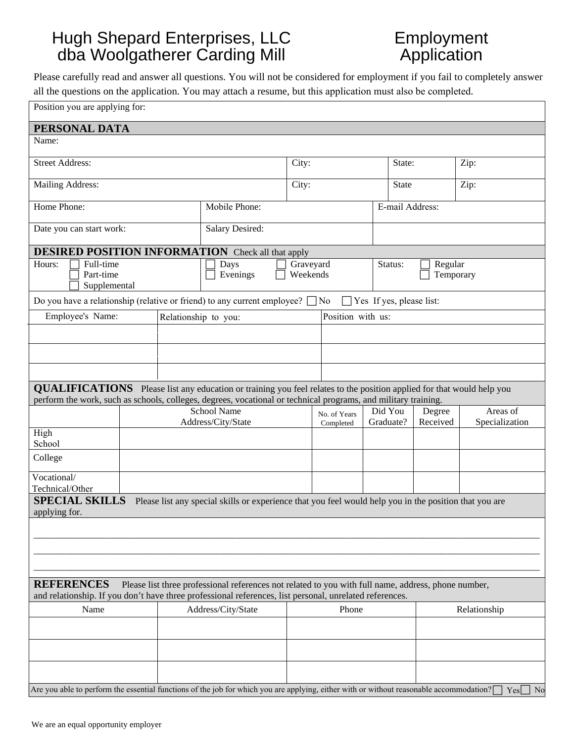# Hugh Shepard Enterprises, LLC
# dba Woolgatherer Carding Mill

# Employment Application

Please carefully read and answer all questions. You will not be considered for employment if you fail to completely answer all the questions on the application. You may attach a resume, but this application must also be completed.

Position you are applying for:

## PERSONAL DATA

Name:

| Street Address: | City: | State: | Zip: |
|---|---|---|---|
| Mailing Address: | City: | State | Zip: |

| Home Phone: | Mobile Phone: | E-mail Address: |
|---|---|---|
| Date you can start work: | Salary Desired: | |

## DESIRED POSITION INFORMATION Check all that apply

| Hours: | | Status: |
|---|---|---|
| ☐ Full-time<br>☐ Part-time<br>☐ Supplemental | ☐ Days ☐ Graveyard<br>☐ Evenings ☐ Weekends | ☐ Regular<br>☐ Temporary |

Do you have a relationship (relative or friend) to any current employee? ☐ No ☐ Yes If yes, please list:

| Employee's Name: | Relationship to you: | Position with us: |
|---|---|---|
| | | |
| | | |
| | | |

## QUALIFICATIONS

Please list any education or training you feel relates to the position applied for that would help you perform the work, such as schools, colleges, degrees, vocational or technical programs, and military training.

| | School Name Address/City/State | No. of Years Completed | Did You Graduate? | Degree Received | Areas of Specialization |
|---|---|---|---|---|---|
| High School | | | | | |
| College | | | | | |
| Vocational/ Technical/Other | | | | | |

## SPECIAL SKILLS

Please list any special skills or experience that you feel would help you in the position that you are applying for.

_______________________________________________

_______________________________________________

_______________________________________________

## REFERENCES

Please list three professional references not related to you with full name, address, phone number, and relationship. If you don't have three professional references, list personal, unrelated references.

| Name | Address/City/State | Phone | Relationship |
|---|---|---|---|
| | | | |
| | | | |
| | | | |

Are you able to perform the essential functions of the job for which you are applying, either with or without reasonable accommodation? ☐ Yes ☐ No

We are an equal opportunity employer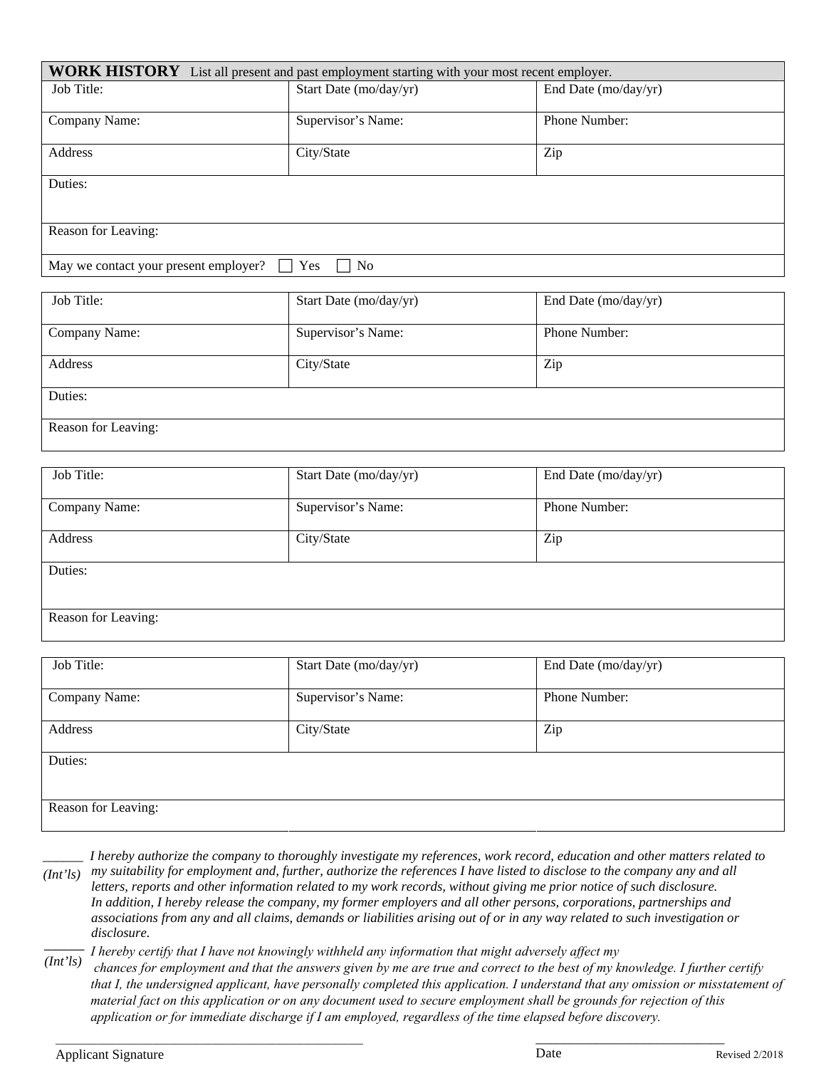## WORK HISTORY

List all present and past employment starting with your most recent employer.

| | | |
|---|---|---|
| Job Title: | Start Date (mo/day/yr) | End Date (mo/day/yr) |
| Company Name: | Supervisor's Name: | Phone Number: |
| Address | City/State | Zip |
| Duties: | | |
| Reason for Leaving: | | |
| May we contact your present employer? ☐ Yes ☐ No | | |

| | | |
|---|---|---|
| Job Title: | Start Date (mo/day/yr) | End Date (mo/day/yr) |
| Company Name: | Supervisor's Name: | Phone Number: |
| Address | City/State | Zip |
| Duties: | | |
| Reason for Leaving: | | |

| | | |
|---|---|---|
| Job Title: | Start Date (mo/day/yr) | End Date (mo/day/yr) |
| Company Name: | Supervisor's Name: | Phone Number: |
| Address | City/State | Zip |
| Duties: | | |
| Reason for Leaving: | | |

| | | |
|---|---|---|
| Job Title: | Start Date (mo/day/yr) | End Date (mo/day/yr) |
| Company Name: | Supervisor's Name: | Phone Number: |
| Address | City/State | Zip |
| Duties: | | |
| Reason for Leaving: | | |

______ *(Int'ls)* *I hereby authorize the company to thoroughly investigate my references, work record, education and other matters related to my suitability for employment and, further, authorize the references I have listed to disclose to the company any and all letters, reports and other information related to my work records, without giving me prior notice of such disclosure. In addition, I hereby release the company, my former employers and all other persons, corporations, partnerships and associations from any and all claims, demands or liabilities arising out of or in any way related to such investigation or disclosure.*

______ *(Int'ls)* *I hereby certify that I have not knowingly withheld any information that might adversely affect my chances for employment and that the answers given by me are true and correct to the best of my knowledge. I further certify that I, the undersigned applicant, have personally completed this application. I understand that any omission or misstatement of material fact on this application or on any document used to secure employment shall be grounds for rejection of this application or for immediate discharge if I am employed, regardless of the time elapsed before discovery.*

_______________________________________ Applicant Signature

_______________________ Date

Revised 2/2018